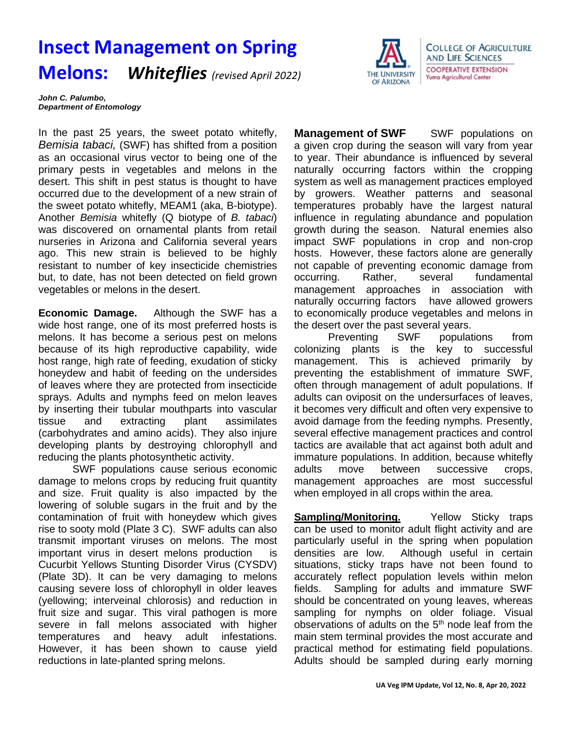# Insect Management on Spring Melons: *Whiteflies* *(revised April 2022)*

COLLEGE OF AGRICULTURE AND LIFE SCIENCES
COOPERATIVE EXTENSION
Yuma Agricultural Center

***John C. Palumbo,***
***Department of Entomology***

In the past 25 years, the sweet potato whitefly, *Bemisia tabaci,* (SWF) has shifted from a position as an occasional virus vector to being one of the primary pests in vegetables and melons in the desert. This shift in pest status is thought to have occurred due to the development of a new strain of the sweet potato whitefly, MEAM1 (aka, B-biotype). Another *Bemisia* whitefly (Q biotype of *B. tabaci*) was discovered on ornamental plants from retail nurseries in Arizona and California several years ago. This new strain is believed to be highly resistant to number of key insecticide chemistries but, to date, has not been detected on field grown vegetables or melons in the desert.

**Economic Damage.** Although the SWF has a wide host range, one of its most preferred hosts is melons. It has become a serious pest on melons because of its high reproductive capability, wide host range, high rate of feeding, exudation of sticky honeydew and habit of feeding on the undersides of leaves where they are protected from insecticide sprays. Adults and nymphs feed on melon leaves by inserting their tubular mouthparts into vascular tissue and extracting plant assimilates (carbohydrates and amino acids). They also injure developing plants by destroying chlorophyll and reducing the plants photosynthetic activity.

SWF populations cause serious economic damage to melons crops by reducing fruit quantity and size. Fruit quality is also impacted by the lowering of soluble sugars in the fruit and by the contamination of fruit with honeydew which gives rise to sooty mold (Plate 3 C). SWF adults can also transmit important viruses on melons. The most important virus in desert melons production is Cucurbit Yellows Stunting Disorder Virus (CYSDV) (Plate 3D). It can be very damaging to melons causing severe loss of chlorophyll in older leaves (yellowing; interveinal chlorosis) and reduction in fruit size and sugar. This viral pathogen is more severe in fall melons associated with higher temperatures and heavy adult infestations. However, it has been shown to cause yield reductions in late-planted spring melons.

**Management of SWF** SWF populations on a given crop during the season will vary from year to year. Their abundance is influenced by several naturally occurring factors within the cropping system as well as management practices employed by growers. Weather patterns and seasonal temperatures probably have the largest natural influence in regulating abundance and population growth during the season. Natural enemies also impact SWF populations in crop and non-crop hosts. However, these factors alone are generally not capable of preventing economic damage from occurring. Rather, several fundamental management approaches in association with naturally occurring factors have allowed growers to economically produce vegetables and melons in the desert over the past several years.

Preventing SWF populations from colonizing plants is the key to successful management. This is achieved primarily by preventing the establishment of immature SWF, often through management of adult populations. If adults can oviposit on the undersurfaces of leaves, it becomes very difficult and often very expensive to avoid damage from the feeding nymphs. Presently, several effective management practices and control tactics are available that act against both adult and immature populations. In addition, because whitefly adults move between successive crops, management approaches are most successful when employed in all crops within the area.

**Sampling/Monitoring.** Yellow Sticky traps can be used to monitor adult flight activity and are particularly useful in the spring when population densities are low. Although useful in certain situations, sticky traps have not been found to accurately reflect population levels within melon fields. Sampling for adults and immature SWF should be concentrated on young leaves, whereas sampling for nymphs on older foliage. Visual observations of adults on the 5th node leaf from the main stem terminal provides the most accurate and practical method for estimating field populations. Adults should be sampled during early morning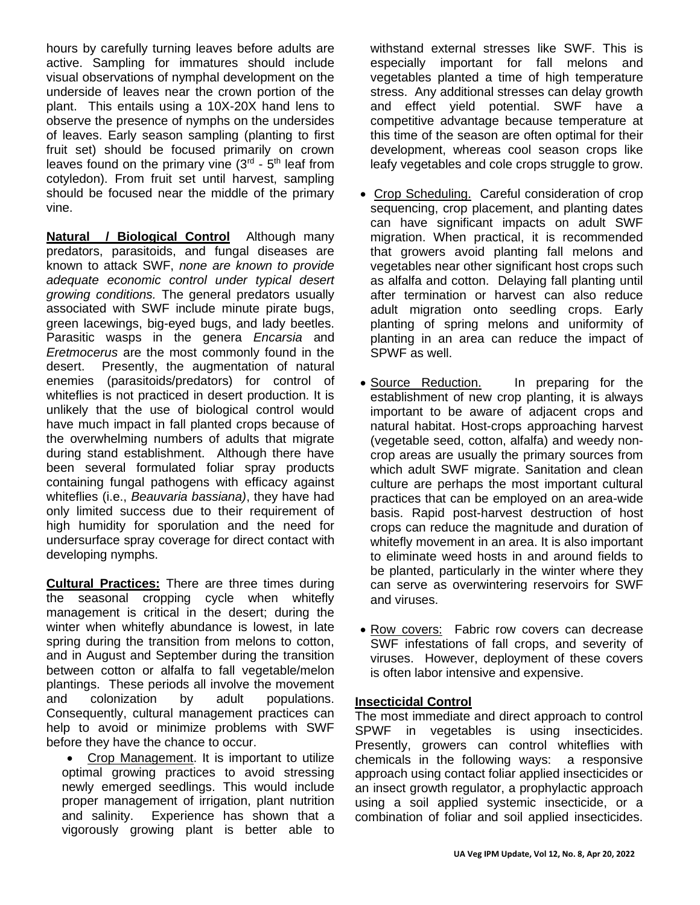hours by carefully turning leaves before adults are active. Sampling for immatures should include visual observations of nymphal development on the underside of leaves near the crown portion of the plant. This entails using a 10X-20X hand lens to observe the presence of nymphs on the undersides of leaves. Early season sampling (planting to first fruit set) should be focused primarily on crown leaves found on the primary vine (3rd - 5th leaf from cotyledon). From fruit set until harvest, sampling should be focused near the middle of the primary vine.

**Natural / Biological Control** Although many predators, parasitoids, and fungal diseases are known to attack SWF, *none are known to provide adequate economic control under typical desert growing conditions.* The general predators usually associated with SWF include minute pirate bugs, green lacewings, big-eyed bugs, and lady beetles. Parasitic wasps in the genera *Encarsia* and *Eretmocerus* are the most commonly found in the desert. Presently, the augmentation of natural enemies (parasitoids/predators) for control of whiteflies is not practiced in desert production. It is unlikely that the use of biological control would have much impact in fall planted crops because of the overwhelming numbers of adults that migrate during stand establishment. Although there have been several formulated foliar spray products containing fungal pathogens with efficacy against whiteflies (i.e., *Beauvaria bassiana)*, they have had only limited success due to their requirement of high humidity for sporulation and the need for undersurface spray coverage for direct contact with developing nymphs.

**Cultural Practices:** There are three times during the seasonal cropping cycle when whitefly management is critical in the desert; during the winter when whitefly abundance is lowest, in late spring during the transition from melons to cotton, and in August and September during the transition between cotton or alfalfa to fall vegetable/melon plantings. These periods all involve the movement and colonization by adult populations. Consequently, cultural management practices can help to avoid or minimize problems with SWF before they have the chance to occur.

- Crop Management. It is important to utilize optimal growing practices to avoid stressing newly emerged seedlings. This would include proper management of irrigation, plant nutrition and salinity. Experience has shown that a vigorously growing plant is better able to withstand external stresses like SWF. This is especially important for fall melons and vegetables planted a time of high temperature stress. Any additional stresses can delay growth and effect yield potential. SWF have a competitive advantage because temperature at this time of the season are often optimal for their development, whereas cool season crops like leafy vegetables and cole crops struggle to grow.
- Crop Scheduling. Careful consideration of crop sequencing, crop placement, and planting dates can have significant impacts on adult SWF migration. When practical, it is recommended that growers avoid planting fall melons and vegetables near other significant host crops such as alfalfa and cotton. Delaying fall planting until after termination or harvest can also reduce adult migration onto seedling crops. Early planting of spring melons and uniformity of planting in an area can reduce the impact of SPWF as well.
- Source Reduction. In preparing for the establishment of new crop planting, it is always important to be aware of adjacent crops and natural habitat. Host-crops approaching harvest (vegetable seed, cotton, alfalfa) and weedy non-crop areas are usually the primary sources from which adult SWF migrate. Sanitation and clean culture are perhaps the most important cultural practices that can be employed on an area-wide basis. Rapid post-harvest destruction of host crops can reduce the magnitude and duration of whitefly movement in an area. It is also important to eliminate weed hosts in and around fields to be planted, particularly in the winter where they can serve as overwintering reservoirs for SWF and viruses.
- Row covers: Fabric row covers can decrease SWF infestations of fall crops, and severity of viruses. However, deployment of these covers is often labor intensive and expensive.

**Insecticidal Control**

The most immediate and direct approach to control SPWF in vegetables is using insecticides. Presently, growers can control whiteflies with chemicals in the following ways: a responsive approach using contact foliar applied insecticides or an insect growth regulator, a prophylactic approach using a soil applied systemic insecticide, or a combination of foliar and soil applied insecticides.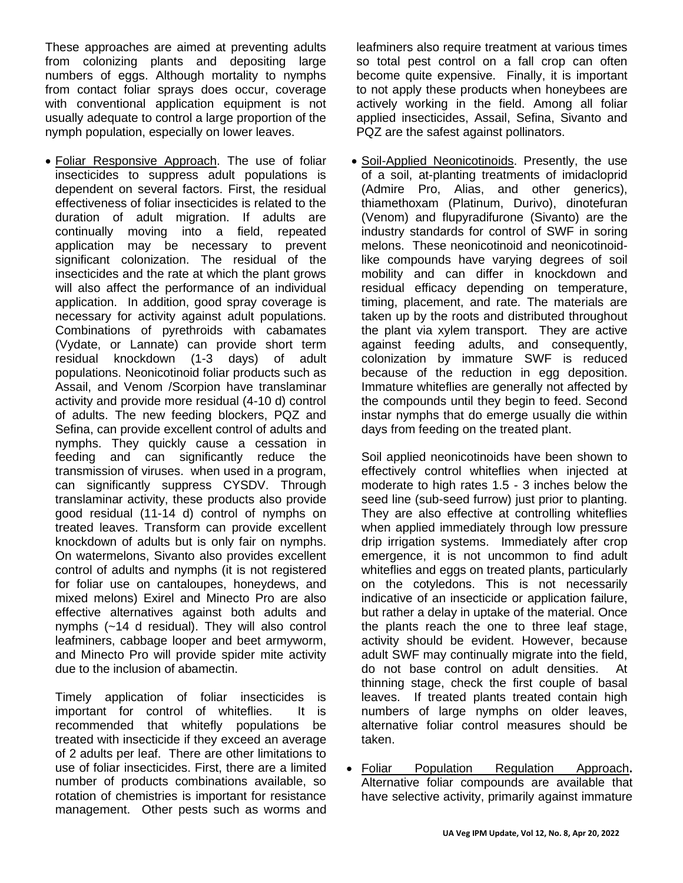These approaches are aimed at preventing adults from colonizing plants and depositing large numbers of eggs. Although mortality to nymphs from contact foliar sprays does occur, coverage with conventional application equipment is not usually adequate to control a large proportion of the nymph population, especially on lower leaves.

- Foliar Responsive Approach. The use of foliar insecticides to suppress adult populations is dependent on several factors. First, the residual effectiveness of foliar insecticides is related to the duration of adult migration. If adults are continually moving into a field, repeated application may be necessary to prevent significant colonization. The residual of the insecticides and the rate at which the plant grows will also affect the performance of an individual application. In addition, good spray coverage is necessary for activity against adult populations. Combinations of pyrethroids with cabamates (Vydate, or Lannate) can provide short term residual knockdown (1-3 days) of adult populations. Neonicotinoid foliar products such as Assail, and Venom /Scorpion have translaminar activity and provide more residual (4-10 d) control of adults. The new feeding blockers, PQZ and Sefina, can provide excellent control of adults and nymphs. They quickly cause a cessation in feeding and can significantly reduce the transmission of viruses. when used in a program, can significantly suppress CYSDV. Through translaminar activity, these products also provide good residual (11-14 d) control of nymphs on treated leaves. Transform can provide excellent knockdown of adults but is only fair on nymphs. On watermelons, Sivanto also provides excellent control of adults and nymphs (it is not registered for foliar use on cantaloupes, honeydews, and mixed melons) Exirel and Minecto Pro are also effective alternatives against both adults and nymphs (~14 d residual). They will also control leafminers, cabbage looper and beet armyworm, and Minecto Pro will provide spider mite activity due to the inclusion of abamectin.

  Timely application of foliar insecticides is important for control of whiteflies. It is recommended that whitefly populations be treated with insecticide if they exceed an average of 2 adults per leaf. There are other limitations to use of foliar insecticides. First, there are a limited number of products combinations available, so rotation of chemistries is important for resistance management. Other pests such as worms and leafminers also require treatment at various times so total pest control on a fall crop can often become quite expensive. Finally, it is important to not apply these products when honeybees are actively working in the field. Among all foliar applied insecticides, Assail, Sefina, Sivanto and PQZ are the safest against pollinators.

- Soil-Applied Neonicotinoids. Presently, the use of a soil, at-planting treatments of imidacloprid (Admire Pro, Alias, and other generics), thiamethoxam (Platinum, Durivo), dinotefuran (Venom) and flupyradifurone (Sivanto) are the industry standards for control of SWF in soring melons. These neonicotinoid and neonicotinoid-like compounds have varying degrees of soil mobility and can differ in knockdown and residual efficacy depending on temperature, timing, placement, and rate. The materials are taken up by the roots and distributed throughout the plant via xylem transport. They are active against feeding adults, and consequently, colonization by immature SWF is reduced because of the reduction in egg deposition. Immature whiteflies are generally not affected by the compounds until they begin to feed. Second instar nymphs that do emerge usually die within days from feeding on the treated plant.

  Soil applied neonicotinoids have been shown to effectively control whiteflies when injected at moderate to high rates 1.5 - 3 inches below the seed line (sub-seed furrow) just prior to planting. They are also effective at controlling whiteflies when applied immediately through low pressure drip irrigation systems. Immediately after crop emergence, it is not uncommon to find adult whiteflies and eggs on treated plants, particularly on the cotyledons. This is not necessarily indicative of an insecticide or application failure, but rather a delay in uptake of the material. Once the plants reach the one to three leaf stage, activity should be evident. However, because adult SWF may continually migrate into the field, do not base control on adult densities. At thinning stage, check the first couple of basal leaves. If treated plants treated contain high numbers of large nymphs on older leaves, alternative foliar control measures should be taken.

- Foliar Population Regulation Approach**.** Alternative foliar compounds are available that have selective activity, primarily against immature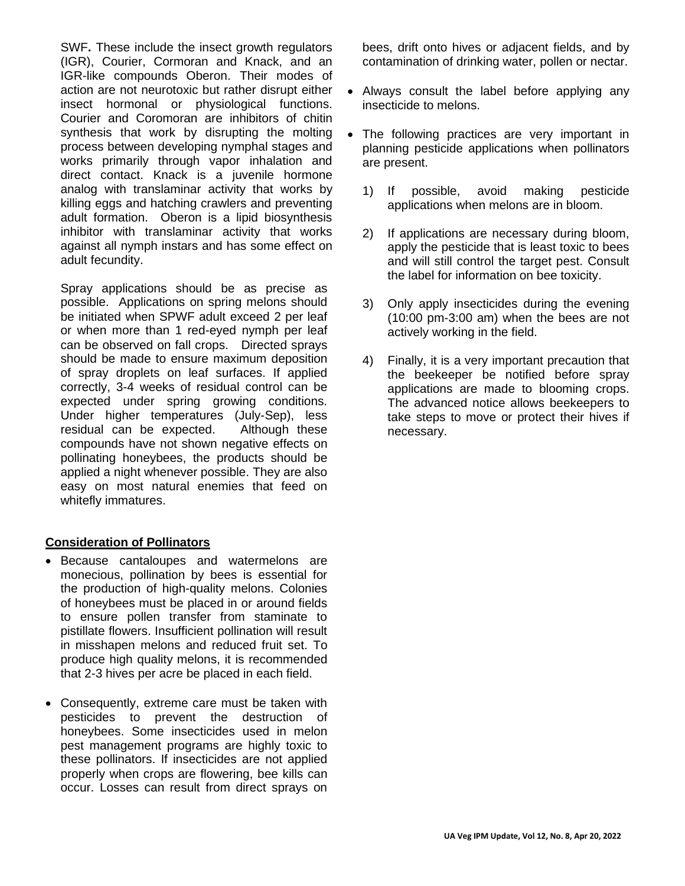SWF**.** These include the insect growth regulators (IGR), Courier, Cormoran and Knack, and an IGR-like compounds Oberon. Their modes of action are not neurotoxic but rather disrupt either insect hormonal or physiological functions. Courier and Coromoran are inhibitors of chitin synthesis that work by disrupting the molting process between developing nymphal stages and works primarily through vapor inhalation and direct contact. Knack is a juvenile hormone analog with translaminar activity that works by killing eggs and hatching crawlers and preventing adult formation. Oberon is a lipid biosynthesis inhibitor with translaminar activity that works against all nymph instars and has some effect on adult fecundity.

Spray applications should be as precise as possible. Applications on spring melons should be initiated when SPWF adult exceed 2 per leaf or when more than 1 red-eyed nymph per leaf can be observed on fall crops. Directed sprays should be made to ensure maximum deposition of spray droplets on leaf surfaces. If applied correctly, 3-4 weeks of residual control can be expected under spring growing conditions. Under higher temperatures (July-Sep), less residual can be expected. Although these compounds have not shown negative effects on pollinating honeybees, the products should be applied a night whenever possible. They are also easy on most natural enemies that feed on whitefly immatures.

## Consideration of Pollinators

- Because cantaloupes and watermelons are monecious, pollination by bees is essential for the production of high-quality melons. Colonies of honeybees must be placed in or around fields to ensure pollen transfer from staminate to pistillate flowers. Insufficient pollination will result in misshapen melons and reduced fruit set. To produce high quality melons, it is recommended that 2-3 hives per acre be placed in each field.
- Consequently, extreme care must be taken with pesticides to prevent the destruction of honeybees. Some insecticides used in melon pest management programs are highly toxic to these pollinators. If insecticides are not applied properly when crops are flowering, bee kills can occur. Losses can result from direct sprays on bees, drift onto hives or adjacent fields, and by contamination of drinking water, pollen or nectar.
- Always consult the label before applying any insecticide to melons.
- The following practices are very important in planning pesticide applications when pollinators are present.

  1) If possible, avoid making pesticide applications when melons are in bloom.
  2) If applications are necessary during bloom, apply the pesticide that is least toxic to bees and will still control the target pest. Consult the label for information on bee toxicity.
  3) Only apply insecticides during the evening (10:00 pm-3:00 am) when the bees are not actively working in the field.
  4) Finally, it is a very important precaution that the beekeeper be notified before spray applications are made to blooming crops. The advanced notice allows beekeepers to take steps to move or protect their hives if necessary.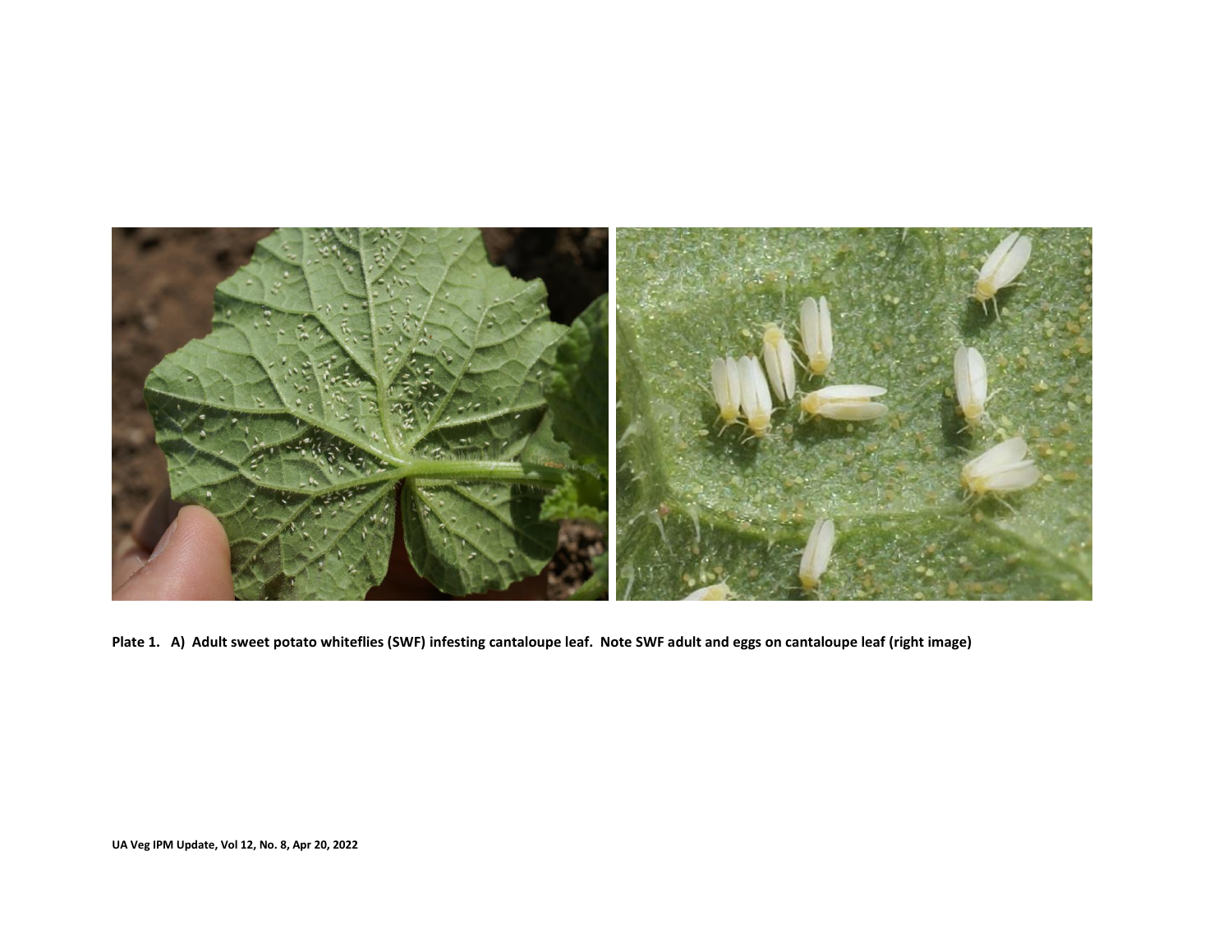**Plate 1. A) Adult sweet potato whiteflies (SWF) infesting cantaloupe leaf. Note SWF adult and eggs on cantaloupe leaf (right image)**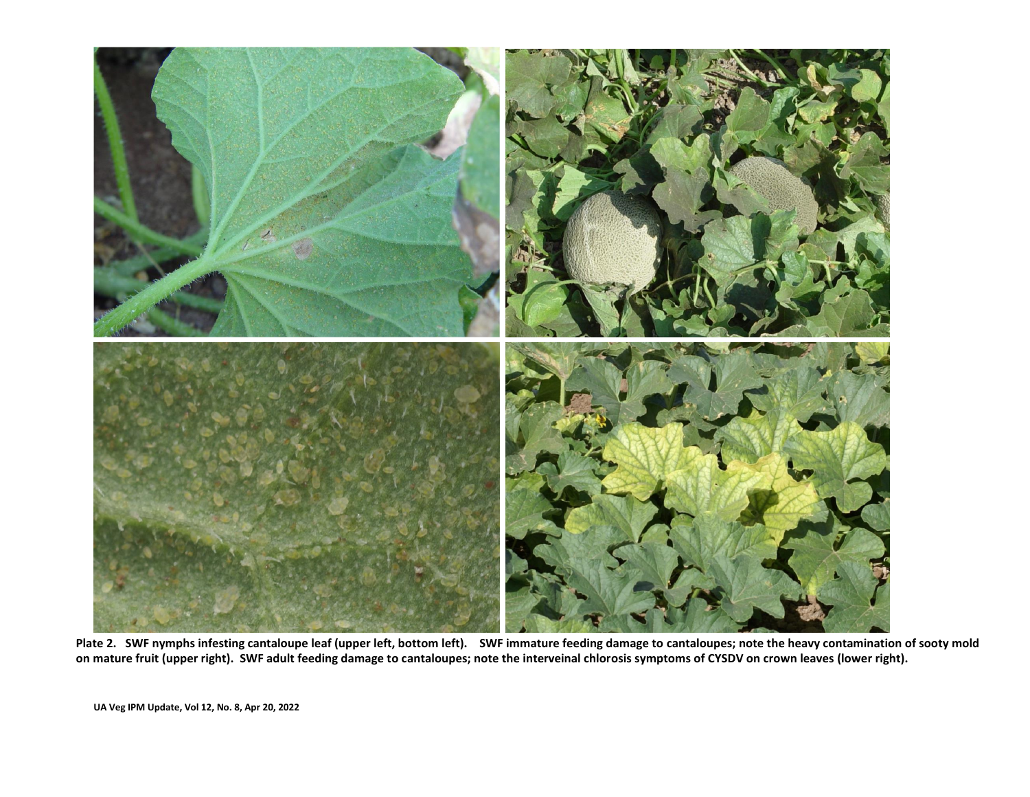**Plate 2. SWF nymphs infesting cantaloupe leaf (upper left, bottom left). SWF immature feeding damage to cantaloupes; note the heavy contamination of sooty mold on mature fruit (upper right). SWF adult feeding damage to cantaloupes; note the interveinal chlorosis symptoms of CYSDV on crown leaves (lower right).**